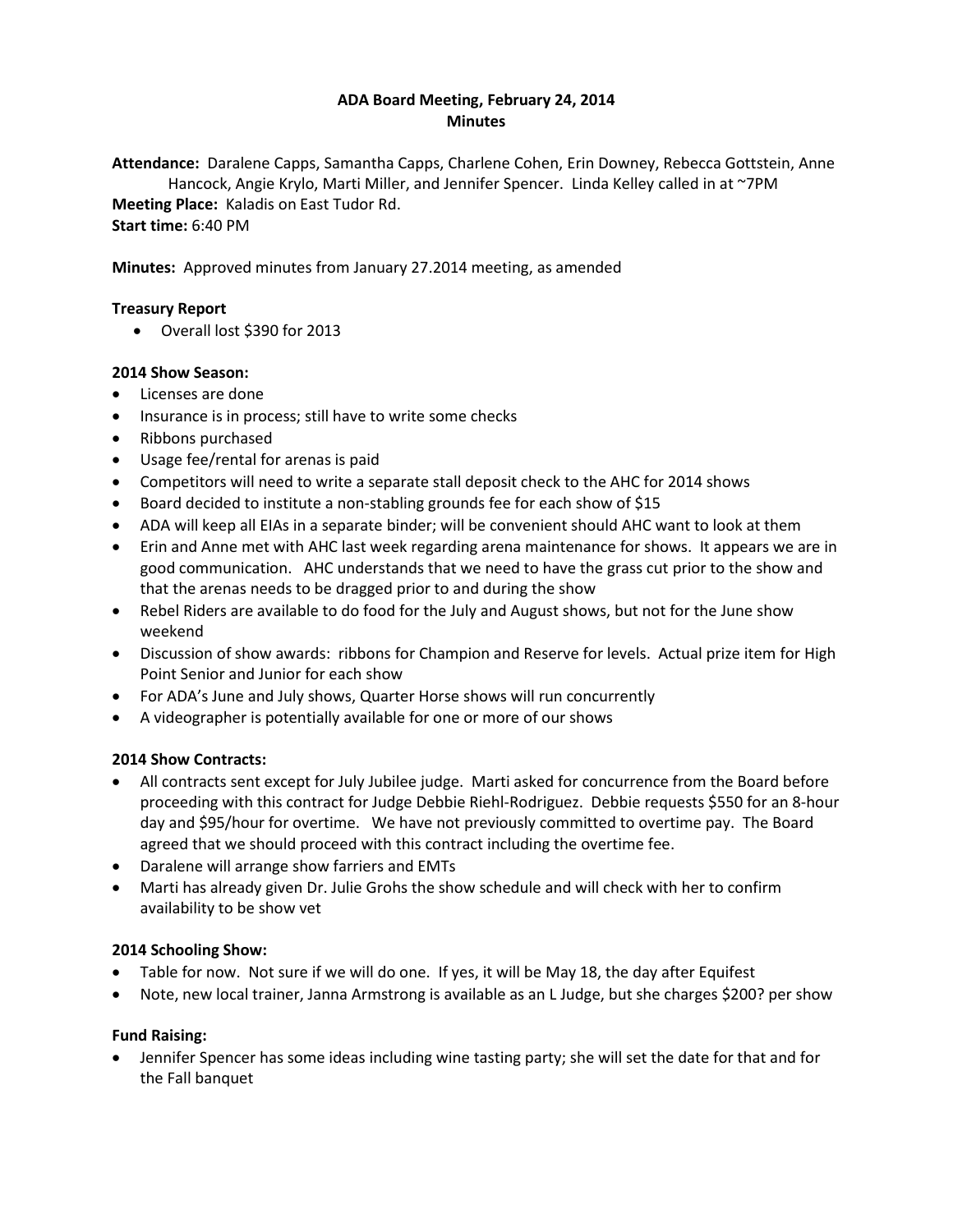**ADA Board Meeting, February 24, 2014**
**Minutes**

**Attendance:** Daralene Capps, Samantha Capps, Charlene Cohen, Erin Downey, Rebecca Gottstein, Anne Hancock, Angie Krylo, Marti Miller, and Jennifer Spencer. Linda Kelley called in at ~7PM
**Meeting Place:** Kaladis on East Tudor Rd.
**Start time:** 6:40 PM

**Minutes:** Approved minutes from January 27.2014 meeting, as amended

**Treasury Report**

- Overall lost $390 for 2013

**2014 Show Season:**

- Licenses are done
- Insurance is in process; still have to write some checks
- Ribbons purchased
- Usage fee/rental for arenas is paid
- Competitors will need to write a separate stall deposit check to the AHC for 2014 shows
- Board decided to institute a non-stabling grounds fee for each show of $15
- ADA will keep all EIAs in a separate binder; will be convenient should AHC want to look at them
- Erin and Anne met with AHC last week regarding arena maintenance for shows. It appears we are in good communication. AHC understands that we need to have the grass cut prior to the show and that the arenas needs to be dragged prior to and during the show
- Rebel Riders are available to do food for the July and August shows, but not for the June show weekend
- Discussion of show awards: ribbons for Champion and Reserve for levels. Actual prize item for High Point Senior and Junior for each show
- For ADA's June and July shows, Quarter Horse shows will run concurrently
- A videographer is potentially available for one or more of our shows

**2014 Show Contracts:**

- All contracts sent except for July Jubilee judge. Marti asked for concurrence from the Board before proceeding with this contract for Judge Debbie Riehl-Rodriguez. Debbie requests $550 for an 8-hour day and $95/hour for overtime. We have not previously committed to overtime pay. The Board agreed that we should proceed with this contract including the overtime fee.
- Daralene will arrange show farriers and EMTs
- Marti has already given Dr. Julie Grohs the show schedule and will check with her to confirm availability to be show vet

**2014 Schooling Show:**

- Table for now. Not sure if we will do one. If yes, it will be May 18, the day after Equifest
- Note, new local trainer, Janna Armstrong is available as an L Judge, but she charges $200? per show

**Fund Raising:**

- Jennifer Spencer has some ideas including wine tasting party; she will set the date for that and for the Fall banquet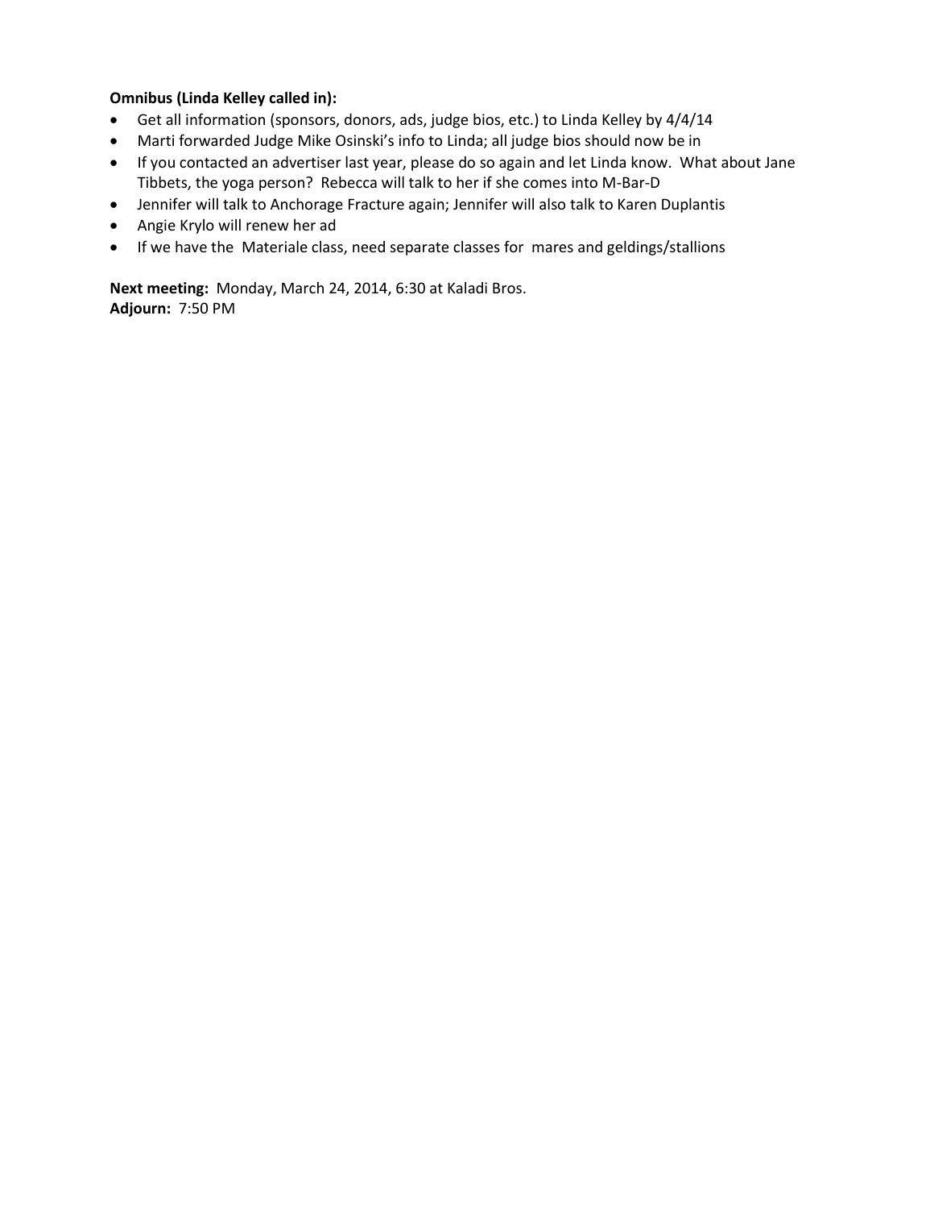**Omnibus (Linda Kelley called in):**

- Get all information (sponsors, donors, ads, judge bios, etc.) to Linda Kelley by 4/4/14
- Marti forwarded Judge Mike Osinski's info to Linda; all judge bios should now be in
- If you contacted an advertiser last year, please do so again and let Linda know. What about Jane Tibbets, the yoga person? Rebecca will talk to her if she comes into M-Bar-D
- Jennifer will talk to Anchorage Fracture again; Jennifer will also talk to Karen Duplantis
- Angie Krylo will renew her ad
- If we have the Materiale class, need separate classes for mares and geldings/stallions

**Next meeting:** Monday, March 24, 2014, 6:30 at Kaladi Bros.
**Adjourn:** 7:50 PM